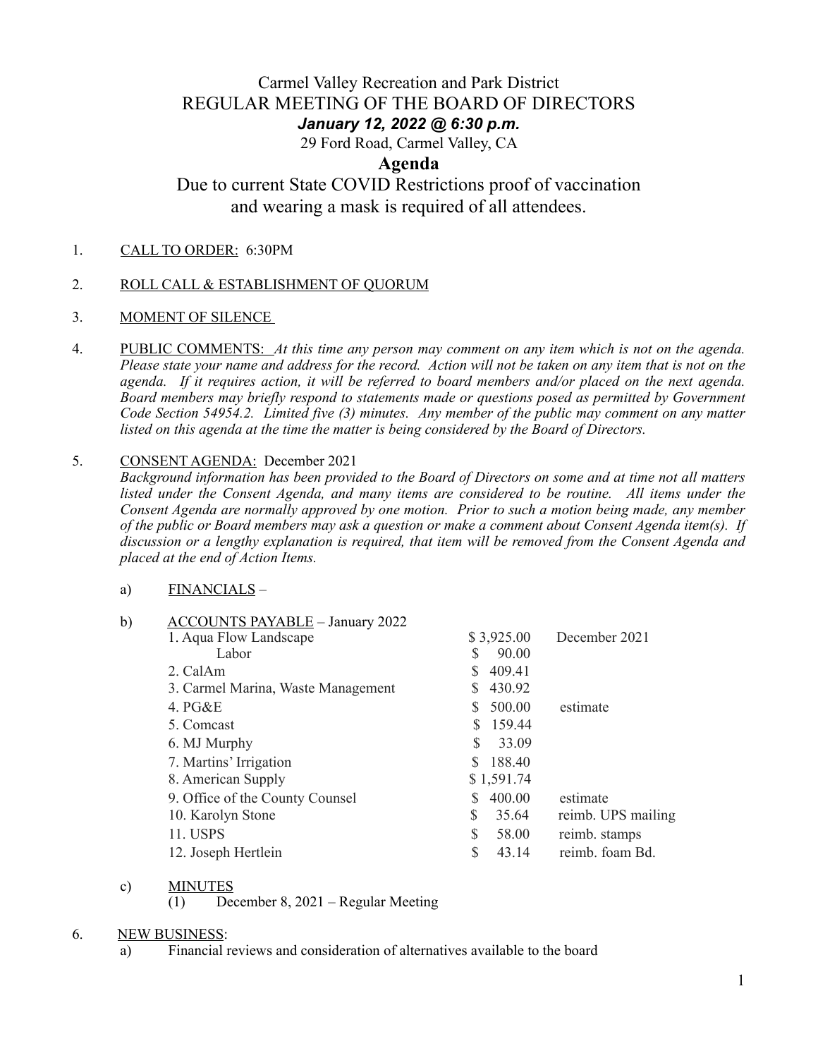# Carmel Valley Recreation and Park District

## REGULAR MEETING OF THE BOARD OF DIRECTORS

***January 12, 2022 @ 6:30 p.m.***

29 Ford Road, Carmel Valley, CA

## Agenda

Due to current State COVID Restrictions proof of vaccination and wearing a mask is required of all attendees.

1. CALL TO ORDER: 6:30PM

2. ROLL CALL & ESTABLISHMENT OF QUORUM

3. MOMENT OF SILENCE

4. PUBLIC COMMENTS: *At this time any person may comment on any item which is not on the agenda. Please state your name and address for the record. Action will not be taken on any item that is not on the agenda. If it requires action, it will be referred to board members and/or placed on the next agenda. Board members may briefly respond to statements made or questions posed as permitted by Government Code Section 54954.2. Limited five (3) minutes. Any member of the public may comment on any matter listed on this agenda at the time the matter is being considered by the Board of Directors.*

5. CONSENT AGENDA: December 2021
   *Background information has been provided to the Board of Directors on some and at time not all matters listed under the Consent Agenda, and many items are considered to be routine. All items under the Consent Agenda are normally approved by one motion. Prior to such a motion being made, any member of the public or Board members may ask a question or make a comment about Consent Agenda item(s). If discussion or a lengthy explanation is required, that item will be removed from the Consent Agenda and placed at the end of Action Items.*

   a) FINANCIALS –

   b) ACCOUNTS PAYABLE – January 2022

| | | |
|---|---|---|
| 1. Aqua Flow Landscape | $ 3,925.00 | December 2021 |
| Labor | $ 90.00 | |
| 2. CalAm | $ 409.41 | |
| 3. Carmel Marina, Waste Management | $ 430.92 | |
| 4. PG&E | $ 500.00 | estimate |
| 5. Comcast | $ 159.44 | |
| 6. MJ Murphy | $ 33.09 | |
| 7. Martins' Irrigation | $ 188.40 | |
| 8. American Supply | $ 1,591.74 | |
| 9. Office of the County Counsel | $ 400.00 | estimate |
| 10. Karolyn Stone | $ 35.64 | reimb. UPS mailing |
| 11. USPS | $ 58.00 | reimb. stamps |
| 12. Joseph Hertlein | $ 43.14 | reimb. foam Bd. |

   c) MINUTES
      (1) December 8, 2021 – Regular Meeting

6. NEW BUSINESS:
   a) Financial reviews and consideration of alternatives available to the board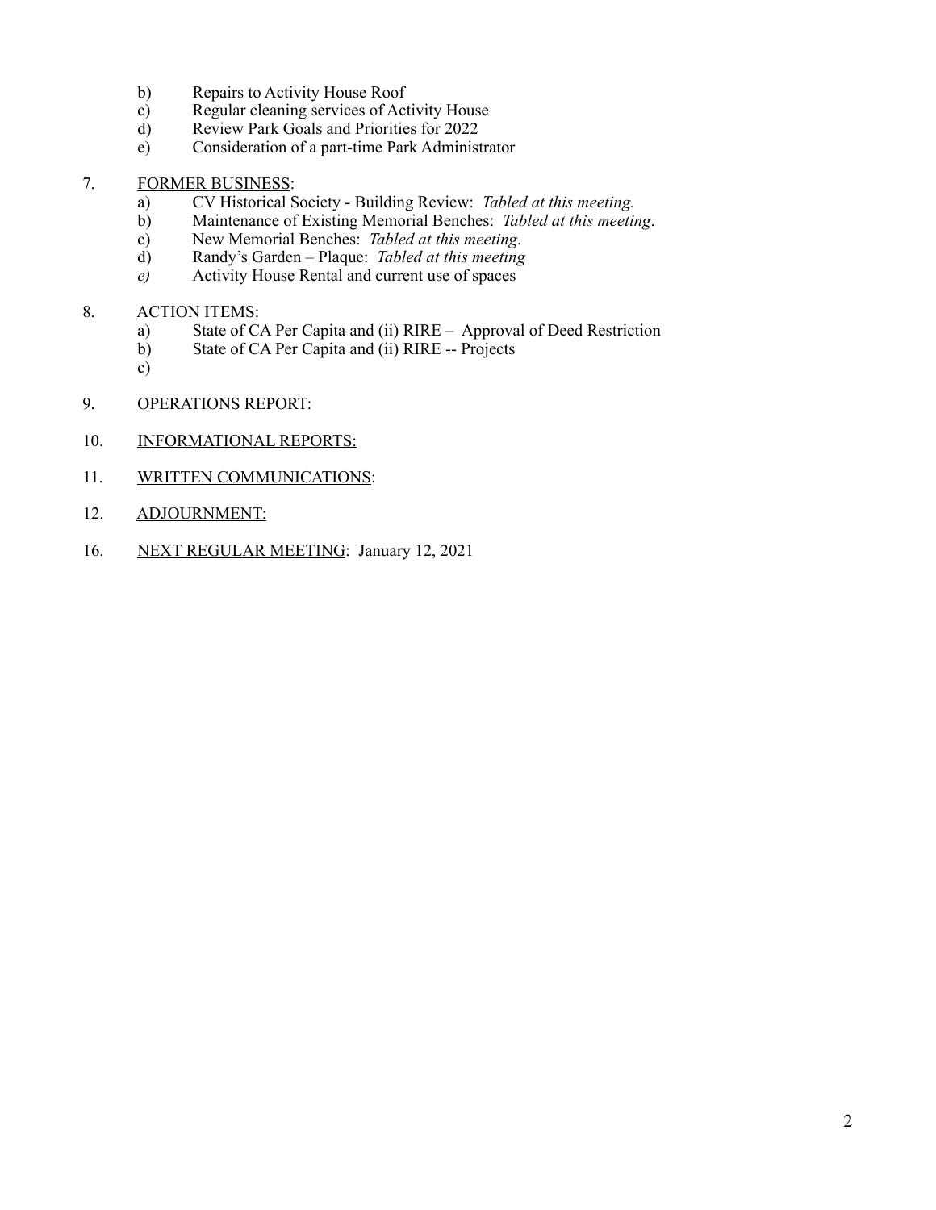b) Repairs to Activity House Roof
c) Regular cleaning services of Activity House
d) Review Park Goals and Priorities for 2022
e) Consideration of a part-time Park Administrator

7. <u>FORMER BUSINESS</u>:
    a) CV Historical Society - Building Review: *Tabled at this meeting.*
    b) Maintenance of Existing Memorial Benches: *Tabled at this meeting*.
    c) New Memorial Benches: *Tabled at this meeting*.
    d) Randy's Garden – Plaque: *Tabled at this meeting*
    *e)* Activity House Rental and current use of spaces

8. <u>ACTION ITEMS</u>:
    a) State of CA Per Capita and (ii) RIRE – Approval of Deed Restriction
    b) State of CA Per Capita and (ii) RIRE -- Projects
    c)

9. <u>OPERATIONS REPORT</u>:

10. <u>INFORMATIONAL REPORTS:</u>

11. <u>WRITTEN COMMUNICATIONS</u>:

12. <u>ADJOURNMENT:</u>

16. <u>NEXT REGULAR MEETING</u>: January 12, 2021